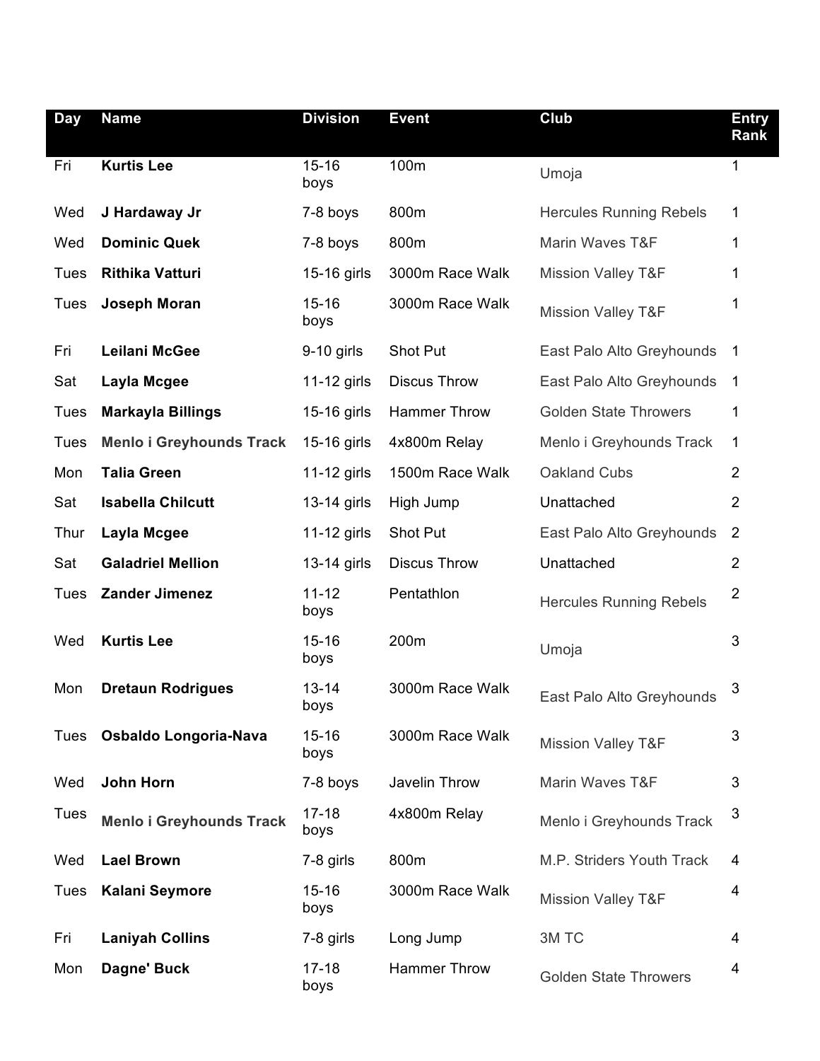| Day | Name | Division | Event | Club | Entry Rank |
| --- | --- | --- | --- | --- | --- |
| Fri | **Kurtis Lee** | 15-16 boys | 100m | Umoja | 1 |
| Wed | **J Hardaway Jr** | 7-8 boys | 800m | Hercules Running Rebels | 1 |
| Wed | **Dominic Quek** | 7-8 boys | 800m | Marin Waves T&F | 1 |
| Tues | **Rithika Vatturi** | 15-16 girls | 3000m Race Walk | Mission Valley T&F | 1 |
| Tues | **Joseph Moran** | 15-16 boys | 3000m Race Walk | Mission Valley T&F | 1 |
| Fri | **Leilani McGee** | 9-10 girls | Shot Put | East Palo Alto Greyhounds | 1 |
| Sat | **Layla Mcgee** | 11-12 girls | Discus Throw | East Palo Alto Greyhounds | 1 |
| Tues | **Markayla Billings** | 15-16 girls | Hammer Throw | Golden State Throwers | 1 |
| Tues | **Menlo i Greyhounds Track** | 15-16 girls | 4x800m Relay | Menlo i Greyhounds Track | 1 |
| Mon | **Talia Green** | 11-12 girls | 1500m Race Walk | Oakland Cubs | 2 |
| Sat | **Isabella Chilcutt** | 13-14 girls | High Jump | Unattached | 2 |
| Thur | **Layla Mcgee** | 11-12 girls | Shot Put | East Palo Alto Greyhounds | 2 |
| Sat | **Galadriel Mellion** | 13-14 girls | Discus Throw | Unattached | 2 |
| Tues | **Zander Jimenez** | 11-12 boys | Pentathlon | Hercules Running Rebels | 2 |
| Wed | **Kurtis Lee** | 15-16 boys | 200m | Umoja | 3 |
| Mon | **Dretaun Rodrigues** | 13-14 boys | 3000m Race Walk | East Palo Alto Greyhounds | 3 |
| Tues | **Osbaldo Longoria-Nava** | 15-16 boys | 3000m Race Walk | Mission Valley T&F | 3 |
| Wed | **John Horn** | 7-8 boys | Javelin Throw | Marin Waves T&F | 3 |
| Tues | **Menlo i Greyhounds Track** | 17-18 boys | 4x800m Relay | Menlo i Greyhounds Track | 3 |
| Wed | **Lael Brown** | 7-8 girls | 800m | M.P. Striders Youth Track | 4 |
| Tues | **Kalani Seymore** | 15-16 boys | 3000m Race Walk | Mission Valley T&F | 4 |
| Fri | **Laniyah Collins** | 7-8 girls | Long Jump | 3M TC | 4 |
| Mon | **Dagne' Buck** | 17-18 boys | Hammer Throw | Golden State Throwers | 4 |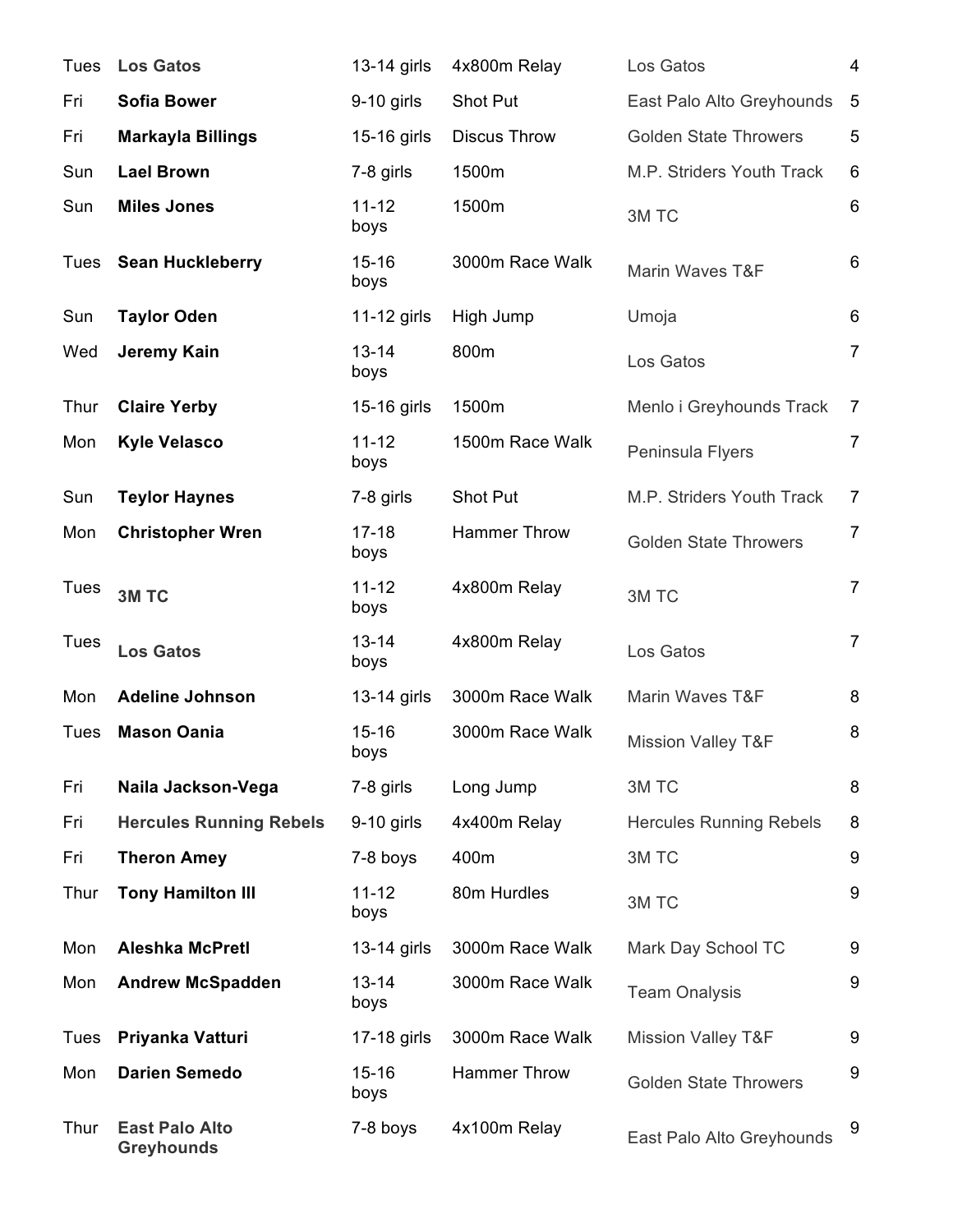| | | | | | |
|---|---|---|---|---|---|
| Tues | **Los Gatos** | 13-14 girls | 4x800m Relay | Los Gatos | 4 |
| Fri | **Sofia Bower** | 9-10 girls | Shot Put | East Palo Alto Greyhounds | 5 |
| Fri | **Markayla Billings** | 15-16 girls | Discus Throw | Golden State Throwers | 5 |
| Sun | **Lael Brown** | 7-8 girls | 1500m | M.P. Striders Youth Track | 6 |
| Sun | **Miles Jones** | 11-12 boys | 1500m | 3M TC | 6 |
| Tues | **Sean Huckleberry** | 15-16 boys | 3000m Race Walk | Marin Waves T&F | 6 |
| Sun | **Taylor Oden** | 11-12 girls | High Jump | Umoja | 6 |
| Wed | **Jeremy Kain** | 13-14 boys | 800m | Los Gatos | 7 |
| Thur | **Claire Yerby** | 15-16 girls | 1500m | Menlo i Greyhounds Track | 7 |
| Mon | **Kyle Velasco** | 11-12 boys | 1500m Race Walk | Peninsula Flyers | 7 |
| Sun | **Teylor Haynes** | 7-8 girls | Shot Put | M.P. Striders Youth Track | 7 |
| Mon | **Christopher Wren** | 17-18 boys | Hammer Throw | Golden State Throwers | 7 |
| Tues | **3M TC** | 11-12 boys | 4x800m Relay | 3M TC | 7 |
| Tues | **Los Gatos** | 13-14 boys | 4x800m Relay | Los Gatos | 7 |
| Mon | **Adeline Johnson** | 13-14 girls | 3000m Race Walk | Marin Waves T&F | 8 |
| Tues | **Mason Oania** | 15-16 boys | 3000m Race Walk | Mission Valley T&F | 8 |
| Fri | **Naila Jackson-Vega** | 7-8 girls | Long Jump | 3M TC | 8 |
| Fri | **Hercules Running Rebels** | 9-10 girls | 4x400m Relay | Hercules Running Rebels | 8 |
| Fri | **Theron Amey** | 7-8 boys | 400m | 3M TC | 9 |
| Thur | **Tony Hamilton III** | 11-12 boys | 80m Hurdles | 3M TC | 9 |
| Mon | **Aleshka McPretl** | 13-14 girls | 3000m Race Walk | Mark Day School TC | 9 |
| Mon | **Andrew McSpadden** | 13-14 boys | 3000m Race Walk | Team Onalysis | 9 |
| Tues | **Priyanka Vatturi** | 17-18 girls | 3000m Race Walk | Mission Valley T&F | 9 |
| Mon | **Darien Semedo** | 15-16 boys | Hammer Throw | Golden State Throwers | 9 |
| Thur | **East Palo Alto Greyhounds** | 7-8 boys | 4x100m Relay | East Palo Alto Greyhounds | 9 |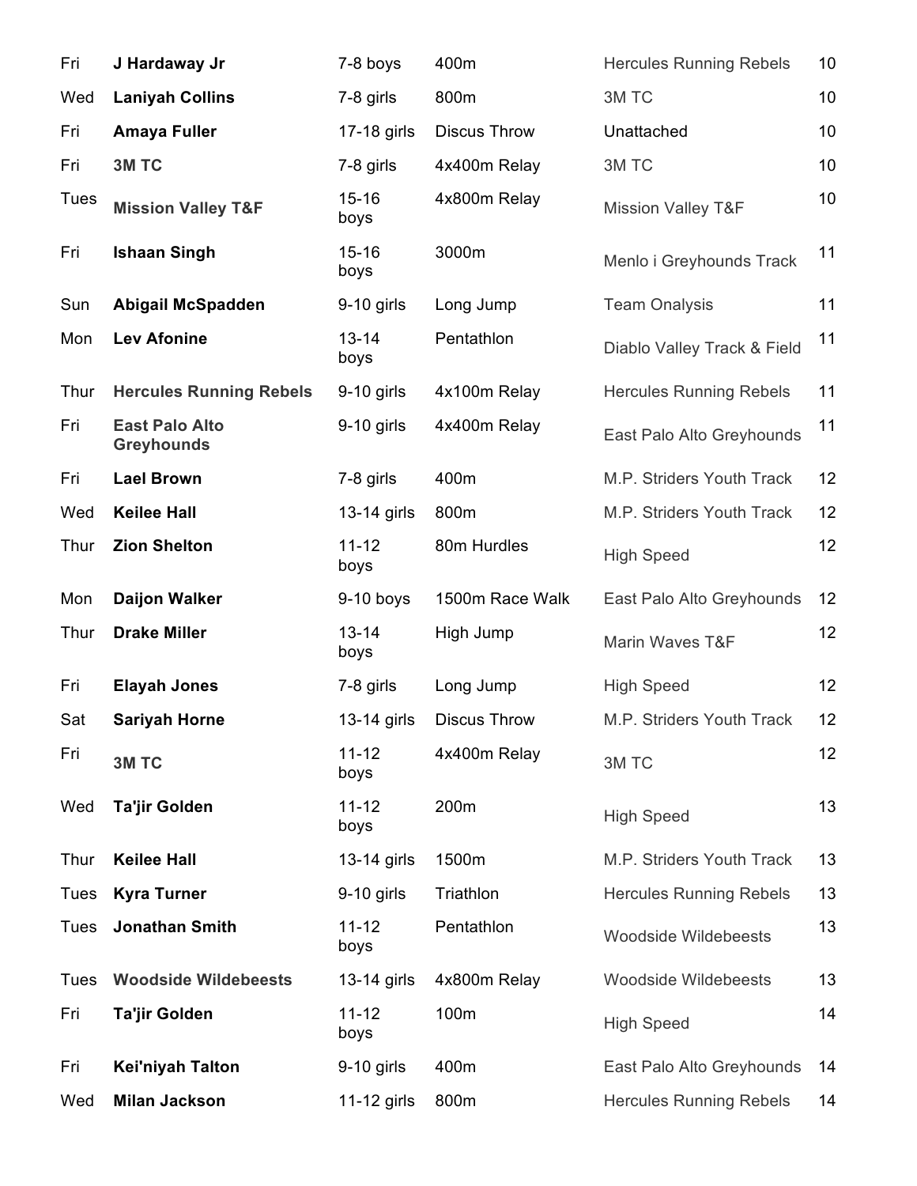| | | | | | |
|---|---|---|---|---|---|
| Fri | **J Hardaway Jr** | 7-8 boys | 400m | Hercules Running Rebels | 10 |
| Wed | **Laniyah Collins** | 7-8 girls | 800m | 3M TC | 10 |
| Fri | **Amaya Fuller** | 17-18 girls | Discus Throw | Unattached | 10 |
| Fri | **3M TC** | 7-8 girls | 4x400m Relay | 3M TC | 10 |
| Tues | **Mission Valley T&F** | 15-16 boys | 4x800m Relay | Mission Valley T&F | 10 |
| Fri | **Ishaan Singh** | 15-16 boys | 3000m | Menlo i Greyhounds Track | 11 |
| Sun | **Abigail McSpadden** | 9-10 girls | Long Jump | Team Onalysis | 11 |
| Mon | **Lev Afonine** | 13-14 boys | Pentathlon | Diablo Valley Track & Field | 11 |
| Thur | **Hercules Running Rebels** | 9-10 girls | 4x100m Relay | Hercules Running Rebels | 11 |
| Fri | **East Palo Alto Greyhounds** | 9-10 girls | 4x400m Relay | East Palo Alto Greyhounds | 11 |
| Fri | **Lael Brown** | 7-8 girls | 400m | M.P. Striders Youth Track | 12 |
| Wed | **Keilee Hall** | 13-14 girls | 800m | M.P. Striders Youth Track | 12 |
| Thur | **Zion Shelton** | 11-12 boys | 80m Hurdles | High Speed | 12 |
| Mon | **Daijon Walker** | 9-10 boys | 1500m Race Walk | East Palo Alto Greyhounds | 12 |
| Thur | **Drake Miller** | 13-14 boys | High Jump | Marin Waves T&F | 12 |
| Fri | **Elayah Jones** | 7-8 girls | Long Jump | High Speed | 12 |
| Sat | **Sariyah Horne** | 13-14 girls | Discus Throw | M.P. Striders Youth Track | 12 |
| Fri | **3M TC** | 11-12 boys | 4x400m Relay | 3M TC | 12 |
| Wed | **Ta'jir Golden** | 11-12 boys | 200m | High Speed | 13 |
| Thur | **Keilee Hall** | 13-14 girls | 1500m | M.P. Striders Youth Track | 13 |
| Tues | **Kyra Turner** | 9-10 girls | Triathlon | Hercules Running Rebels | 13 |
| Tues | **Jonathan Smith** | 11-12 boys | Pentathlon | Woodside Wildebeests | 13 |
| Tues | **Woodside Wildebeests** | 13-14 girls | 4x800m Relay | Woodside Wildebeests | 13 |
| Fri | **Ta'jir Golden** | 11-12 boys | 100m | High Speed | 14 |
| Fri | **Kei'niyah Talton** | 9-10 girls | 400m | East Palo Alto Greyhounds | 14 |
| Wed | **Milan Jackson** | 11-12 girls | 800m | Hercules Running Rebels | 14 |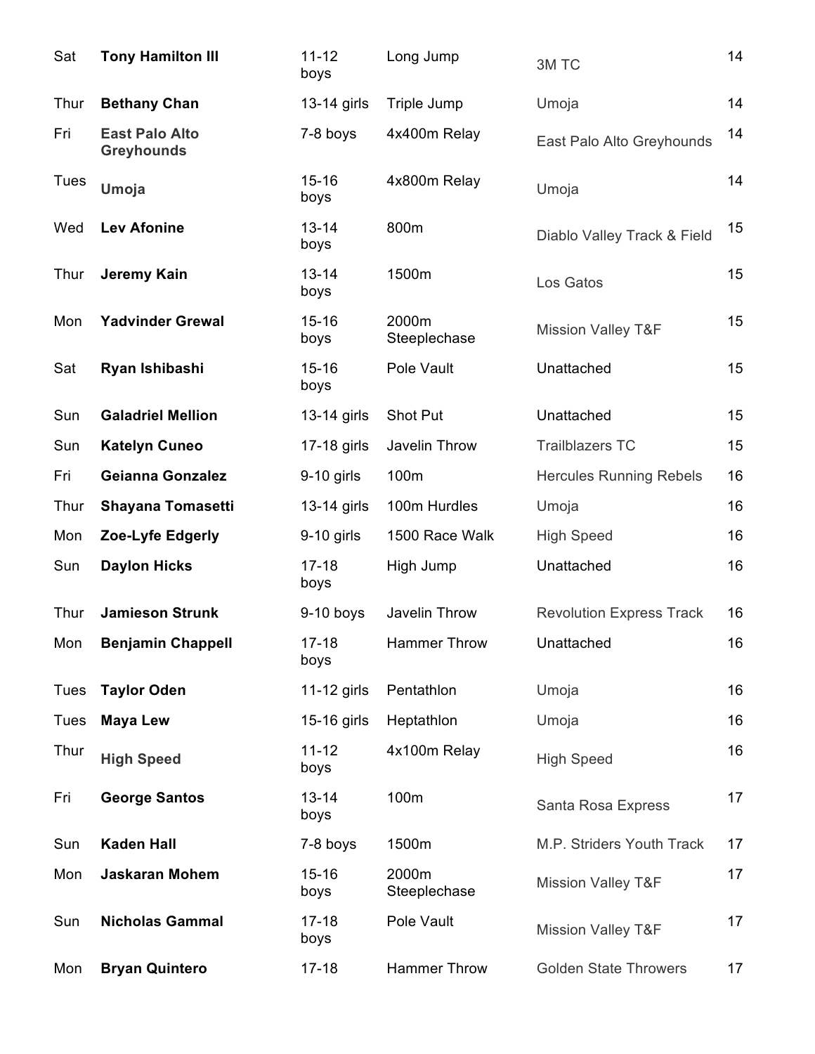| | | | | | |
|---|---|---|---|---|---|
| Sat | **Tony Hamilton III** | 11-12 boys | Long Jump | 3M TC | 14 |
| Thur | **Bethany Chan** | 13-14 girls | Triple Jump | Umoja | 14 |
| Fri | **East Palo Alto Greyhounds** | 7-8 boys | 4x400m Relay | East Palo Alto Greyhounds | 14 |
| Tues | **Umoja** | 15-16 boys | 4x800m Relay | Umoja | 14 |
| Wed | **Lev Afonine** | 13-14 boys | 800m | Diablo Valley Track & Field | 15 |
| Thur | **Jeremy Kain** | 13-14 boys | 1500m | Los Gatos | 15 |
| Mon | **Yadvinder Grewal** | 15-16 boys | 2000m Steeplechase | Mission Valley T&F | 15 |
| Sat | **Ryan Ishibashi** | 15-16 boys | Pole Vault | Unattached | 15 |
| Sun | **Galadriel Mellion** | 13-14 girls | Shot Put | Unattached | 15 |
| Sun | **Katelyn Cuneo** | 17-18 girls | Javelin Throw | Trailblazers TC | 15 |
| Fri | **Geianna Gonzalez** | 9-10 girls | 100m | Hercules Running Rebels | 16 |
| Thur | **Shayana Tomasetti** | 13-14 girls | 100m Hurdles | Umoja | 16 |
| Mon | **Zoe-Lyfe Edgerly** | 9-10 girls | 1500 Race Walk | High Speed | 16 |
| Sun | **Daylon Hicks** | 17-18 boys | High Jump | Unattached | 16 |
| Thur | **Jamieson Strunk** | 9-10 boys | Javelin Throw | Revolution Express Track | 16 |
| Mon | **Benjamin Chappell** | 17-18 boys | Hammer Throw | Unattached | 16 |
| Tues | **Taylor Oden** | 11-12 girls | Pentathlon | Umoja | 16 |
| Tues | **Maya Lew** | 15-16 girls | Heptathlon | Umoja | 16 |
| Thur | **High Speed** | 11-12 boys | 4x100m Relay | High Speed | 16 |
| Fri | **George Santos** | 13-14 boys | 100m | Santa Rosa Express | 17 |
| Sun | **Kaden Hall** | 7-8 boys | 1500m | M.P. Striders Youth Track | 17 |
| Mon | **Jaskaran Mohem** | 15-16 boys | 2000m Steeplechase | Mission Valley T&F | 17 |
| Sun | **Nicholas Gammal** | 17-18 boys | Pole Vault | Mission Valley T&F | 17 |
| Mon | **Bryan Quintero** | 17-18 | Hammer Throw | Golden State Throwers | 17 |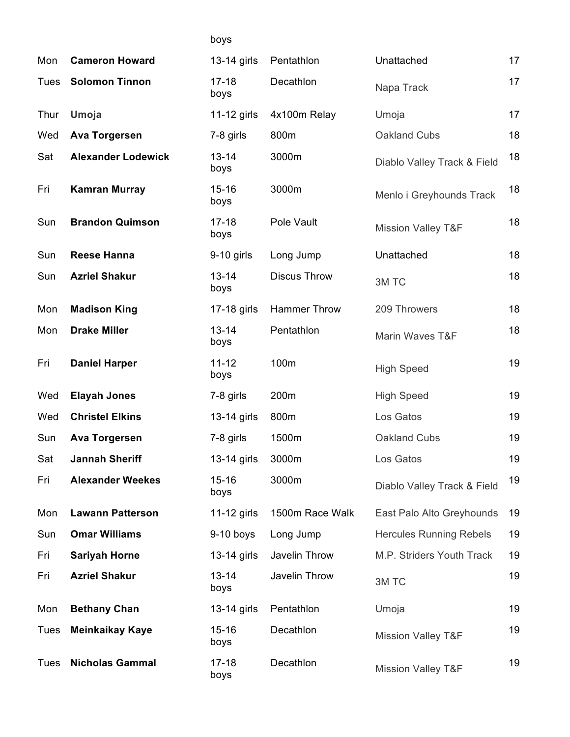|  |  | boys |  |  |  |
| --- | --- | --- | --- | --- | --- |
| Mon | **Cameron Howard** | 13-14 girls | Pentathlon | Unattached | 17 |
| Tues | **Solomon Tinnon** | 17-18 boys | Decathlon | Napa Track | 17 |
| Thur | **Umoja** | 11-12 girls | 4x100m Relay | Umoja | 17 |
| Wed | **Ava Torgersen** | 7-8 girls | 800m | Oakland Cubs | 18 |
| Sat | **Alexander Lodewick** | 13-14 boys | 3000m | Diablo Valley Track & Field | 18 |
| Fri | **Kamran Murray** | 15-16 boys | 3000m | Menlo i Greyhounds Track | 18 |
| Sun | **Brandon Quimson** | 17-18 boys | Pole Vault | Mission Valley T&F | 18 |
| Sun | **Reese Hanna** | 9-10 girls | Long Jump | Unattached | 18 |
| Sun | **Azriel Shakur** | 13-14 boys | Discus Throw | 3M TC | 18 |
| Mon | **Madison King** | 17-18 girls | Hammer Throw | 209 Throwers | 18 |
| Mon | **Drake Miller** | 13-14 boys | Pentathlon | Marin Waves T&F | 18 |
| Fri | **Daniel Harper** | 11-12 boys | 100m | High Speed | 19 |
| Wed | **Elayah Jones** | 7-8 girls | 200m | High Speed | 19 |
| Wed | **Christel Elkins** | 13-14 girls | 800m | Los Gatos | 19 |
| Sun | **Ava Torgersen** | 7-8 girls | 1500m | Oakland Cubs | 19 |
| Sat | **Jannah Sheriff** | 13-14 girls | 3000m | Los Gatos | 19 |
| Fri | **Alexander Weekes** | 15-16 boys | 3000m | Diablo Valley Track & Field | 19 |
| Mon | **Lawann Patterson** | 11-12 girls | 1500m Race Walk | East Palo Alto Greyhounds | 19 |
| Sun | **Omar Williams** | 9-10 boys | Long Jump | Hercules Running Rebels | 19 |
| Fri | **Sariyah Horne** | 13-14 girls | Javelin Throw | M.P. Striders Youth Track | 19 |
| Fri | **Azriel Shakur** | 13-14 boys | Javelin Throw | 3M TC | 19 |
| Mon | **Bethany Chan** | 13-14 girls | Pentathlon | Umoja | 19 |
| Tues | **Meinkaikay Kaye** | 15-16 boys | Decathlon | Mission Valley T&F | 19 |
| Tues | **Nicholas Gammal** | 17-18 boys | Decathlon | Mission Valley T&F | 19 |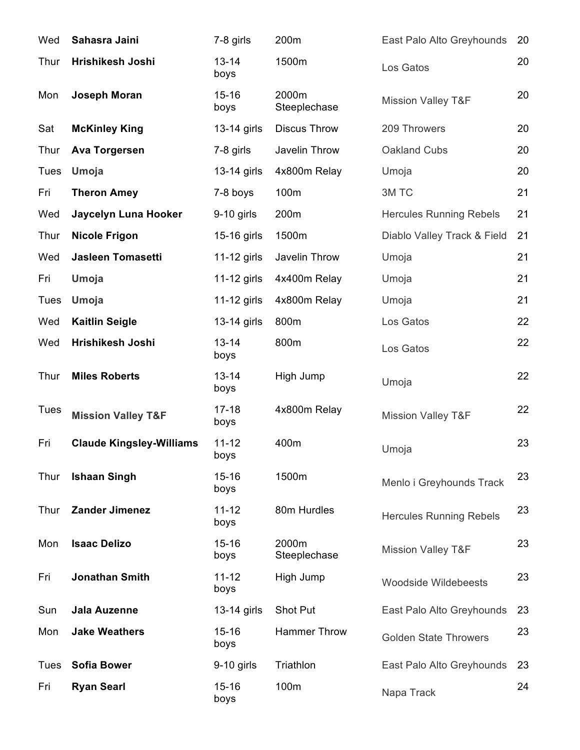| | | | | | |
|---|---|---|---|---|---|
| Wed | **Sahasra Jaini** | 7-8 girls | 200m | East Palo Alto Greyhounds | 20 |
| Thur | **Hrishikesh Joshi** | 13-14 boys | 1500m | Los Gatos | 20 |
| Mon | **Joseph Moran** | 15-16 boys | 2000m Steeplechase | Mission Valley T&F | 20 |
| Sat | **McKinley King** | 13-14 girls | Discus Throw | 209 Throwers | 20 |
| Thur | **Ava Torgersen** | 7-8 girls | Javelin Throw | Oakland Cubs | 20 |
| Tues | **Umoja** | 13-14 girls | 4x800m Relay | Umoja | 20 |
| Fri | **Theron Amey** | 7-8 boys | 100m | 3M TC | 21 |
| Wed | **Jaycelyn Luna Hooker** | 9-10 girls | 200m | Hercules Running Rebels | 21 |
| Thur | **Nicole Frigon** | 15-16 girls | 1500m | Diablo Valley Track & Field | 21 |
| Wed | **Jasleen Tomasetti** | 11-12 girls | Javelin Throw | Umoja | 21 |
| Fri | **Umoja** | 11-12 girls | 4x400m Relay | Umoja | 21 |
| Tues | **Umoja** | 11-12 girls | 4x800m Relay | Umoja | 21 |
| Wed | **Kaitlin Seigle** | 13-14 girls | 800m | Los Gatos | 22 |
| Wed | **Hrishikesh Joshi** | 13-14 boys | 800m | Los Gatos | 22 |
| Thur | **Miles Roberts** | 13-14 boys | High Jump | Umoja | 22 |
| Tues | **Mission Valley T&F** | 17-18 boys | 4x800m Relay | Mission Valley T&F | 22 |
| Fri | **Claude Kingsley-Williams** | 11-12 boys | 400m | Umoja | 23 |
| Thur | **Ishaan Singh** | 15-16 boys | 1500m | Menlo i Greyhounds Track | 23 |
| Thur | **Zander Jimenez** | 11-12 boys | 80m Hurdles | Hercules Running Rebels | 23 |
| Mon | **Isaac Delizo** | 15-16 boys | 2000m Steeplechase | Mission Valley T&F | 23 |
| Fri | **Jonathan Smith** | 11-12 boys | High Jump | Woodside Wildebeests | 23 |
| Sun | **Jala Auzenne** | 13-14 girls | Shot Put | East Palo Alto Greyhounds | 23 |
| Mon | **Jake Weathers** | 15-16 boys | Hammer Throw | Golden State Throwers | 23 |
| Tues | **Sofia Bower** | 9-10 girls | Triathlon | East Palo Alto Greyhounds | 23 |
| Fri | **Ryan Searl** | 15-16 boys | 100m | Napa Track | 24 |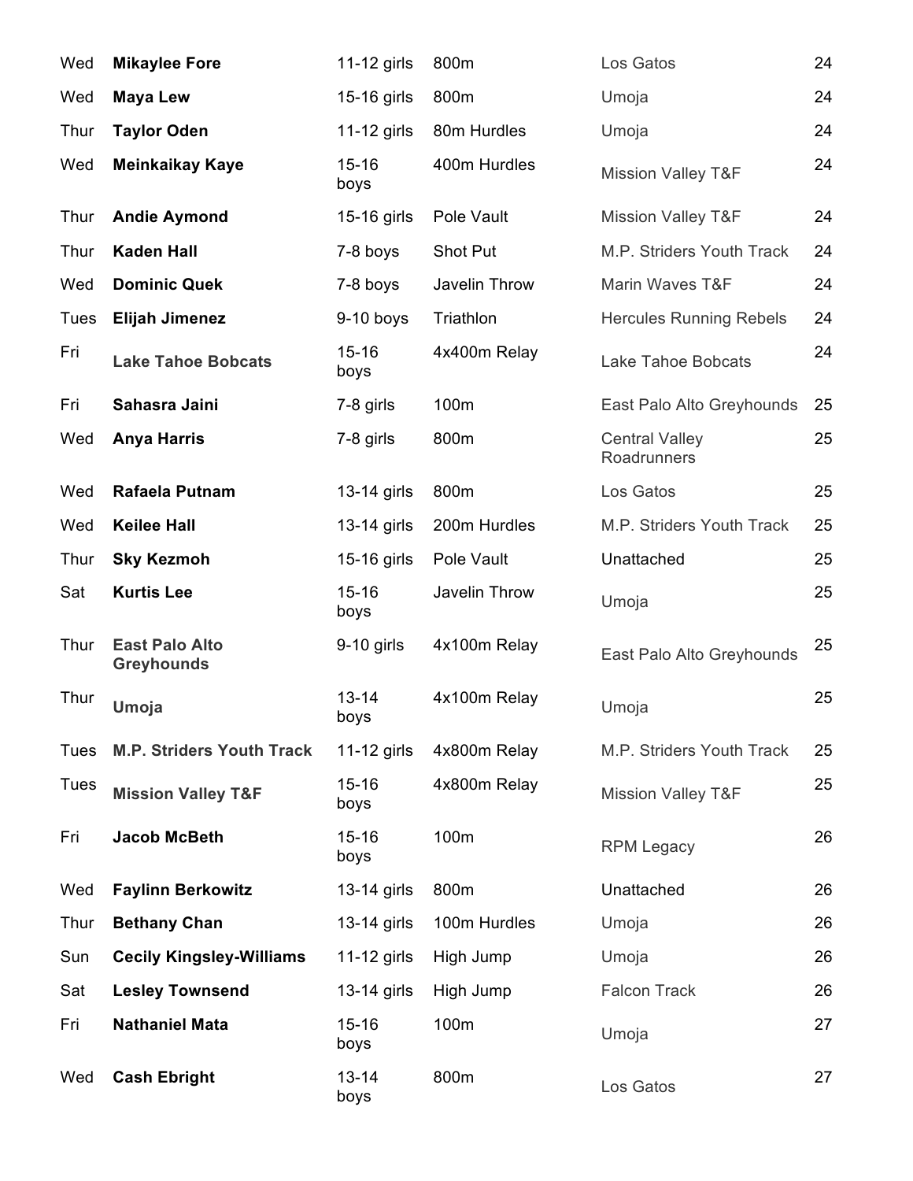| | | | | | |
|---|---|---|---|---|---|
| Wed | **Mikaylee Fore** | 11-12 girls | 800m | Los Gatos | 24 |
| Wed | **Maya Lew** | 15-16 girls | 800m | Umoja | 24 |
| Thur | **Taylor Oden** | 11-12 girls | 80m Hurdles | Umoja | 24 |
| Wed | **Meinkaikay Kaye** | 15-16 boys | 400m Hurdles | Mission Valley T&F | 24 |
| Thur | **Andie Aymond** | 15-16 girls | Pole Vault | Mission Valley T&F | 24 |
| Thur | **Kaden Hall** | 7-8 boys | Shot Put | M.P. Striders Youth Track | 24 |
| Wed | **Dominic Quek** | 7-8 boys | Javelin Throw | Marin Waves T&F | 24 |
| Tues | **Elijah Jimenez** | 9-10 boys | Triathlon | Hercules Running Rebels | 24 |
| Fri | **Lake Tahoe Bobcats** | 15-16 boys | 4x400m Relay | Lake Tahoe Bobcats | 24 |
| Fri | **Sahasra Jaini** | 7-8 girls | 100m | East Palo Alto Greyhounds | 25 |
| Wed | **Anya Harris** | 7-8 girls | 800m | Central Valley Roadrunners | 25 |
| Wed | **Rafaela Putnam** | 13-14 girls | 800m | Los Gatos | 25 |
| Wed | **Keilee Hall** | 13-14 girls | 200m Hurdles | M.P. Striders Youth Track | 25 |
| Thur | **Sky Kezmoh** | 15-16 girls | Pole Vault | Unattached | 25 |
| Sat | **Kurtis Lee** | 15-16 boys | Javelin Throw | Umoja | 25 |
| Thur | **East Palo Alto Greyhounds** | 9-10 girls | 4x100m Relay | East Palo Alto Greyhounds | 25 |
| Thur | **Umoja** | 13-14 boys | 4x100m Relay | Umoja | 25 |
| Tues | **M.P. Striders Youth Track** | 11-12 girls | 4x800m Relay | M.P. Striders Youth Track | 25 |
| Tues | **Mission Valley T&F** | 15-16 boys | 4x800m Relay | Mission Valley T&F | 25 |
| Fri | **Jacob McBeth** | 15-16 boys | 100m | RPM Legacy | 26 |
| Wed | **Faylinn Berkowitz** | 13-14 girls | 800m | Unattached | 26 |
| Thur | **Bethany Chan** | 13-14 girls | 100m Hurdles | Umoja | 26 |
| Sun | **Cecily Kingsley-Williams** | 11-12 girls | High Jump | Umoja | 26 |
| Sat | **Lesley Townsend** | 13-14 girls | High Jump | Falcon Track | 26 |
| Fri | **Nathaniel Mata** | 15-16 boys | 100m | Umoja | 27 |
| Wed | **Cash Ebright** | 13-14 boys | 800m | Los Gatos | 27 |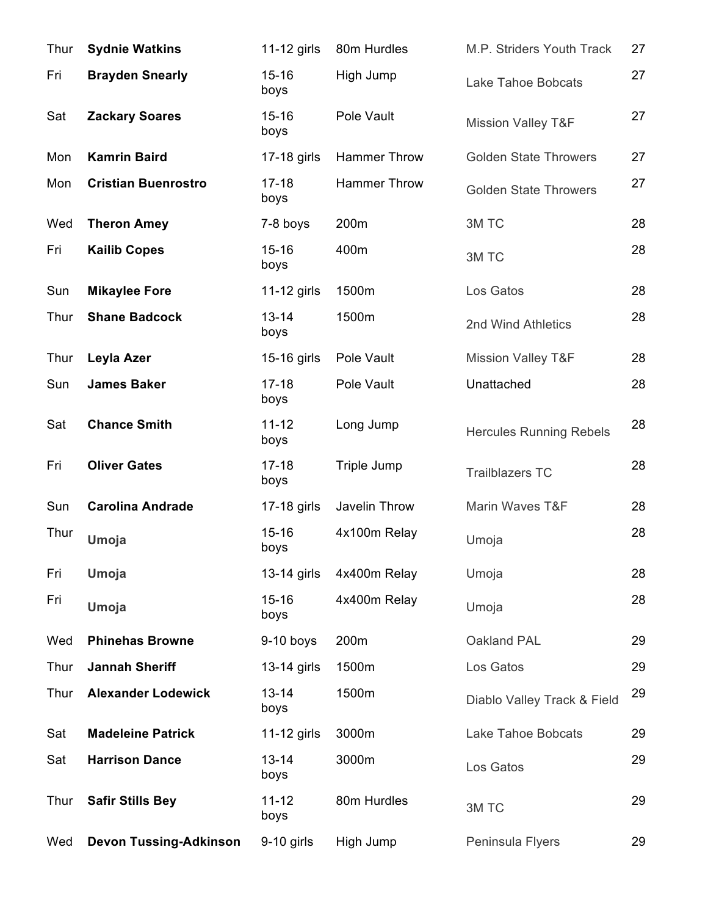| | | | | | |
|---|---|---|---|---|---|
| Thur | **Sydnie Watkins** | 11-12 girls | 80m Hurdles | M.P. Striders Youth Track | 27 |
| Fri | **Brayden Snearly** | 15-16 boys | High Jump | Lake Tahoe Bobcats | 27 |
| Sat | **Zackary Soares** | 15-16 boys | Pole Vault | Mission Valley T&F | 27 |
| Mon | **Kamrin Baird** | 17-18 girls | Hammer Throw | Golden State Throwers | 27 |
| Mon | **Cristian Buenrostro** | 17-18 boys | Hammer Throw | Golden State Throwers | 27 |
| Wed | **Theron Amey** | 7-8 boys | 200m | 3M TC | 28 |
| Fri | **Kailib Copes** | 15-16 boys | 400m | 3M TC | 28 |
| Sun | **Mikaylee Fore** | 11-12 girls | 1500m | Los Gatos | 28 |
| Thur | **Shane Badcock** | 13-14 boys | 1500m | 2nd Wind Athletics | 28 |
| Thur | **Leyla Azer** | 15-16 girls | Pole Vault | Mission Valley T&F | 28 |
| Sun | **James Baker** | 17-18 boys | Pole Vault | Unattached | 28 |
| Sat | **Chance Smith** | 11-12 boys | Long Jump | Hercules Running Rebels | 28 |
| Fri | **Oliver Gates** | 17-18 boys | Triple Jump | Trailblazers TC | 28 |
| Sun | **Carolina Andrade** | 17-18 girls | Javelin Throw | Marin Waves T&F | 28 |
| Thur | **Umoja** | 15-16 boys | 4x100m Relay | Umoja | 28 |
| Fri | **Umoja** | 13-14 girls | 4x400m Relay | Umoja | 28 |
| Fri | **Umoja** | 15-16 boys | 4x400m Relay | Umoja | 28 |
| Wed | **Phinehas Browne** | 9-10 boys | 200m | Oakland PAL | 29 |
| Thur | **Jannah Sheriff** | 13-14 girls | 1500m | Los Gatos | 29 |
| Thur | **Alexander Lodewick** | 13-14 boys | 1500m | Diablo Valley Track & Field | 29 |
| Sat | **Madeleine Patrick** | 11-12 girls | 3000m | Lake Tahoe Bobcats | 29 |
| Sat | **Harrison Dance** | 13-14 boys | 3000m | Los Gatos | 29 |
| Thur | **Safir Stills Bey** | 11-12 boys | 80m Hurdles | 3M TC | 29 |
| Wed | **Devon Tussing-Adkinson** | 9-10 girls | High Jump | Peninsula Flyers | 29 |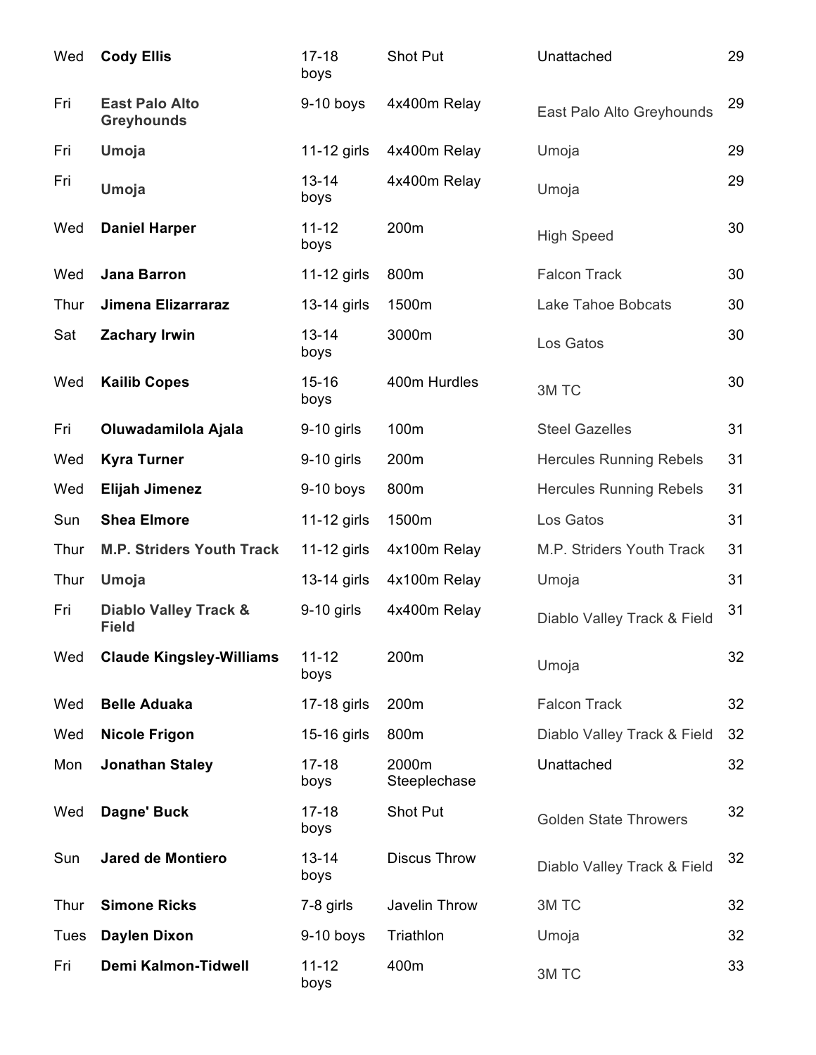| | | | | | |
|---|---|---|---|---|---|
| Wed | **Cody Ellis** | 17-18 boys | Shot Put | Unattached | 29 |
| Fri | **East Palo Alto Greyhounds** | 9-10 boys | 4x400m Relay | East Palo Alto Greyhounds | 29 |
| Fri | **Umoja** | 11-12 girls | 4x400m Relay | Umoja | 29 |
| Fri | **Umoja** | 13-14 boys | 4x400m Relay | Umoja | 29 |
| Wed | **Daniel Harper** | 11-12 boys | 200m | High Speed | 30 |
| Wed | **Jana Barron** | 11-12 girls | 800m | Falcon Track | 30 |
| Thur | **Jimena Elizarraraz** | 13-14 girls | 1500m | Lake Tahoe Bobcats | 30 |
| Sat | **Zachary Irwin** | 13-14 boys | 3000m | Los Gatos | 30 |
| Wed | **Kailib Copes** | 15-16 boys | 400m Hurdles | 3M TC | 30 |
| Fri | **Oluwadamilola Ajala** | 9-10 girls | 100m | Steel Gazelles | 31 |
| Wed | **Kyra Turner** | 9-10 girls | 200m | Hercules Running Rebels | 31 |
| Wed | **Elijah Jimenez** | 9-10 boys | 800m | Hercules Running Rebels | 31 |
| Sun | **Shea Elmore** | 11-12 girls | 1500m | Los Gatos | 31 |
| Thur | **M.P. Striders Youth Track** | 11-12 girls | 4x100m Relay | M.P. Striders Youth Track | 31 |
| Thur | **Umoja** | 13-14 girls | 4x100m Relay | Umoja | 31 |
| Fri | **Diablo Valley Track & Field** | 9-10 girls | 4x400m Relay | Diablo Valley Track & Field | 31 |
| Wed | **Claude Kingsley-Williams** | 11-12 boys | 200m | Umoja | 32 |
| Wed | **Belle Aduaka** | 17-18 girls | 200m | Falcon Track | 32 |
| Wed | **Nicole Frigon** | 15-16 girls | 800m | Diablo Valley Track & Field | 32 |
| Mon | **Jonathan Staley** | 17-18 boys | 2000m Steeplechase | Unattached | 32 |
| Wed | **Dagne' Buck** | 17-18 boys | Shot Put | Golden State Throwers | 32 |
| Sun | **Jared de Montiero** | 13-14 boys | Discus Throw | Diablo Valley Track & Field | 32 |
| Thur | **Simone Ricks** | 7-8 girls | Javelin Throw | 3M TC | 32 |
| Tues | **Daylen Dixon** | 9-10 boys | Triathlon | Umoja | 32 |
| Fri | **Demi Kalmon-Tidwell** | 11-12 boys | 400m | 3M TC | 33 |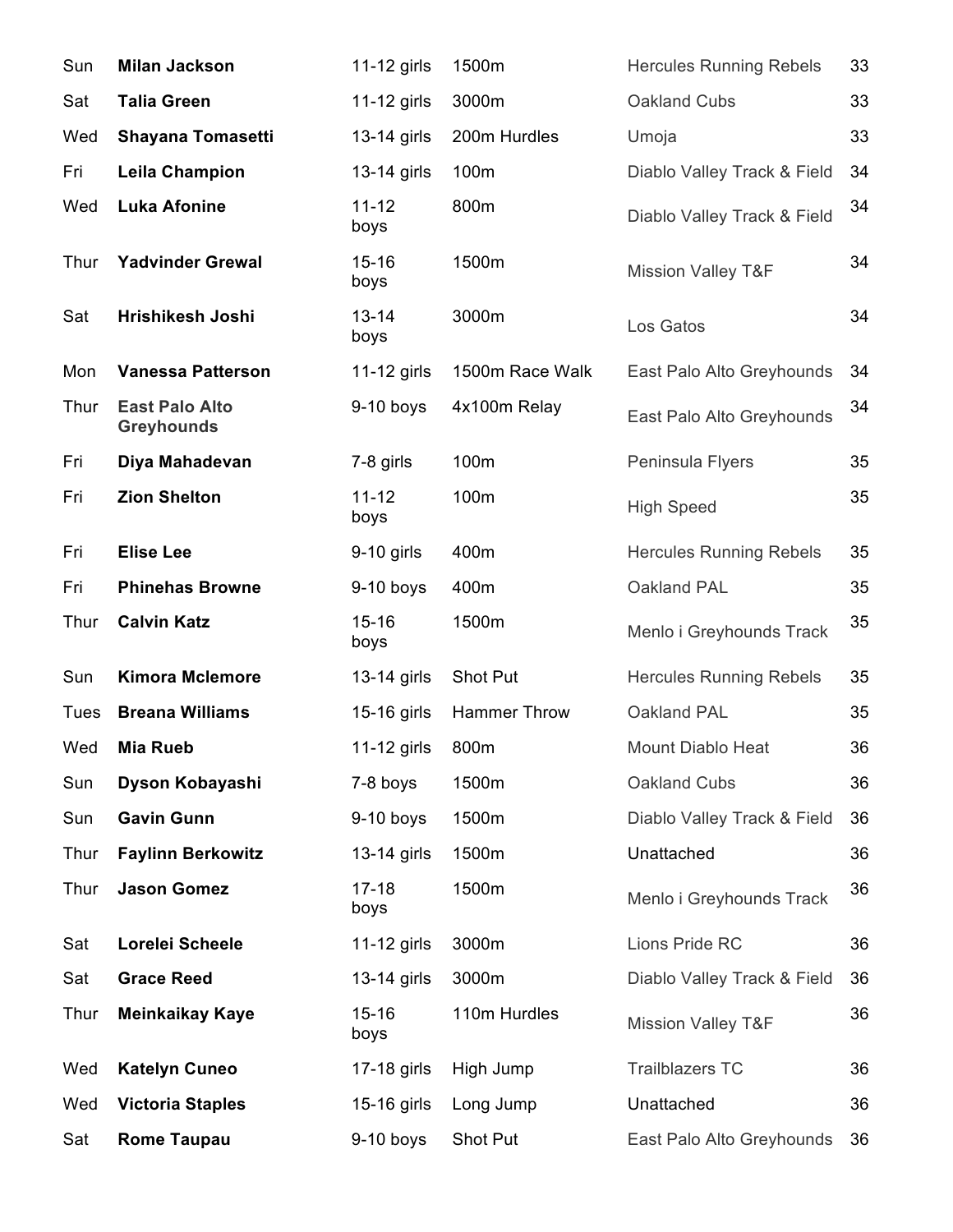| | | | | | |
|---|---|---|---|---|---|
| Sun | **Milan Jackson** | 11-12 girls | 1500m | Hercules Running Rebels | 33 |
| Sat | **Talia Green** | 11-12 girls | 3000m | Oakland Cubs | 33 |
| Wed | **Shayana Tomasetti** | 13-14 girls | 200m Hurdles | Umoja | 33 |
| Fri | **Leila Champion** | 13-14 girls | 100m | Diablo Valley Track & Field | 34 |
| Wed | **Luka Afonine** | 11-12 boys | 800m | Diablo Valley Track & Field | 34 |
| Thur | **Yadvinder Grewal** | 15-16 boys | 1500m | Mission Valley T&F | 34 |
| Sat | **Hrishikesh Joshi** | 13-14 boys | 3000m | Los Gatos | 34 |
| Mon | **Vanessa Patterson** | 11-12 girls | 1500m Race Walk | East Palo Alto Greyhounds | 34 |
| Thur | **East Palo Alto Greyhounds** | 9-10 boys | 4x100m Relay | East Palo Alto Greyhounds | 34 |
| Fri | **Diya Mahadevan** | 7-8 girls | 100m | Peninsula Flyers | 35 |
| Fri | **Zion Shelton** | 11-12 boys | 100m | High Speed | 35 |
| Fri | **Elise Lee** | 9-10 girls | 400m | Hercules Running Rebels | 35 |
| Fri | **Phinehas Browne** | 9-10 boys | 400m | Oakland PAL | 35 |
| Thur | **Calvin Katz** | 15-16 boys | 1500m | Menlo i Greyhounds Track | 35 |
| Sun | **Kimora Mclemore** | 13-14 girls | Shot Put | Hercules Running Rebels | 35 |
| Tues | **Breana Williams** | 15-16 girls | Hammer Throw | Oakland PAL | 35 |
| Wed | **Mia Rueb** | 11-12 girls | 800m | Mount Diablo Heat | 36 |
| Sun | **Dyson Kobayashi** | 7-8 boys | 1500m | Oakland Cubs | 36 |
| Sun | **Gavin Gunn** | 9-10 boys | 1500m | Diablo Valley Track & Field | 36 |
| Thur | **Faylinn Berkowitz** | 13-14 girls | 1500m | Unattached | 36 |
| Thur | **Jason Gomez** | 17-18 boys | 1500m | Menlo i Greyhounds Track | 36 |
| Sat | **Lorelei Scheele** | 11-12 girls | 3000m | Lions Pride RC | 36 |
| Sat | **Grace Reed** | 13-14 girls | 3000m | Diablo Valley Track & Field | 36 |
| Thur | **Meinkaikay Kaye** | 15-16 boys | 110m Hurdles | Mission Valley T&F | 36 |
| Wed | **Katelyn Cuneo** | 17-18 girls | High Jump | Trailblazers TC | 36 |
| Wed | **Victoria Staples** | 15-16 girls | Long Jump | Unattached | 36 |
| Sat | **Rome Taupau** | 9-10 boys | Shot Put | East Palo Alto Greyhounds | 36 |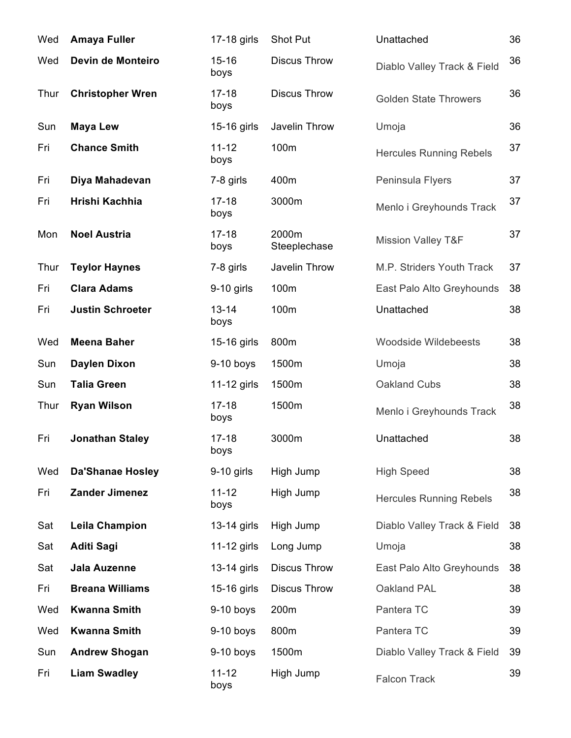| | | | | | |
|---|---|---|---|---|---|
| Wed | **Amaya Fuller** | 17-18 girls | Shot Put | Unattached | 36 |
| Wed | **Devin de Monteiro** | 15-16 boys | Discus Throw | Diablo Valley Track & Field | 36 |
| Thur | **Christopher Wren** | 17-18 boys | Discus Throw | Golden State Throwers | 36 |
| Sun | **Maya Lew** | 15-16 girls | Javelin Throw | Umoja | 36 |
| Fri | **Chance Smith** | 11-12 boys | 100m | Hercules Running Rebels | 37 |
| Fri | **Diya Mahadevan** | 7-8 girls | 400m | Peninsula Flyers | 37 |
| Fri | **Hrishi Kachhia** | 17-18 boys | 3000m | Menlo i Greyhounds Track | 37 |
| Mon | **Noel Austria** | 17-18 boys | 2000m Steeplechase | Mission Valley T&F | 37 |
| Thur | **Taylor Haynes** | 7-8 girls | Javelin Throw | M.P. Striders Youth Track | 37 |
| Fri | **Clara Adams** | 9-10 girls | 100m | East Palo Alto Greyhounds | 38 |
| Fri | **Justin Schroeter** | 13-14 boys | 100m | Unattached | 38 |
| Wed | **Meena Baher** | 15-16 girls | 800m | Woodside Wildebeests | 38 |
| Sun | **Daylen Dixon** | 9-10 boys | 1500m | Umoja | 38 |
| Sun | **Talia Green** | 11-12 girls | 1500m | Oakland Cubs | 38 |
| Thur | **Ryan Wilson** | 17-18 boys | 1500m | Menlo i Greyhounds Track | 38 |
| Fri | **Jonathan Staley** | 17-18 boys | 3000m | Unattached | 38 |
| Wed | **Da'Shanae Hosley** | 9-10 girls | High Jump | High Speed | 38 |
| Fri | **Zander Jimenez** | 11-12 boys | High Jump | Hercules Running Rebels | 38 |
| Sat | **Leila Champion** | 13-14 girls | High Jump | Diablo Valley Track & Field | 38 |
| Sat | **Aditi Sagi** | 11-12 girls | Long Jump | Umoja | 38 |
| Sat | **Jala Auzenne** | 13-14 girls | Discus Throw | East Palo Alto Greyhounds | 38 |
| Fri | **Breana Williams** | 15-16 girls | Discus Throw | Oakland PAL | 38 |
| Wed | **Kwanna Smith** | 9-10 boys | 200m | Pantera TC | 39 |
| Wed | **Kwanna Smith** | 9-10 boys | 800m | Pantera TC | 39 |
| Sun | **Andrew Shogan** | 9-10 boys | 1500m | Diablo Valley Track & Field | 39 |
| Fri | **Liam Swadley** | 11-12 boys | High Jump | Falcon Track | 39 |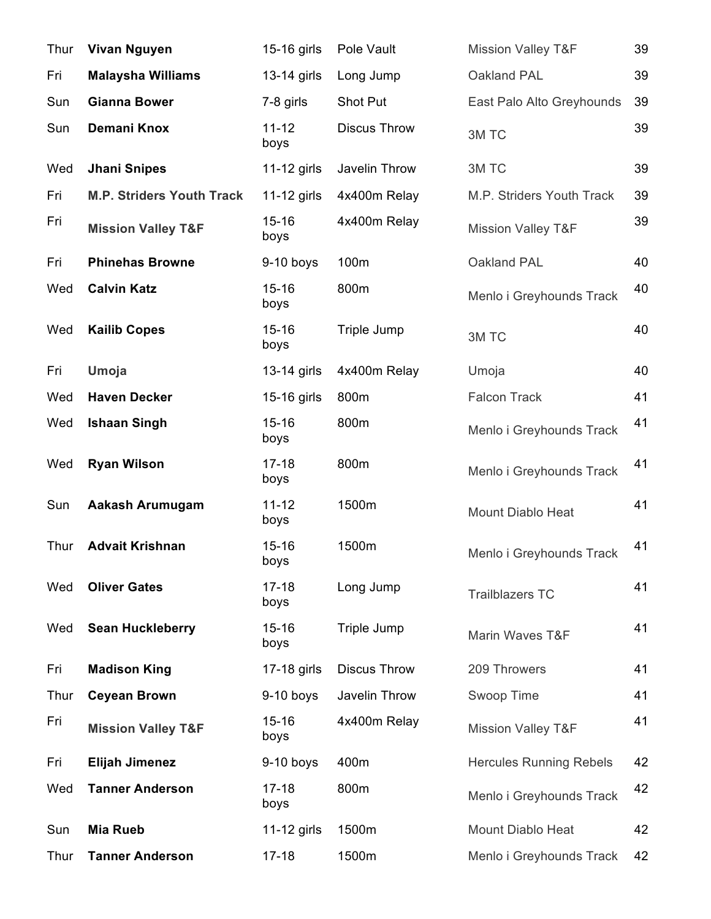| | | | | | |
|---|---|---|---|---|---|
| Thur | **Vivan Nguyen** | 15-16 girls | Pole Vault | Mission Valley T&F | 39 |
| Fri | **Malaysha Williams** | 13-14 girls | Long Jump | Oakland PAL | 39 |
| Sun | **Gianna Bower** | 7-8 girls | Shot Put | East Palo Alto Greyhounds | 39 |
| Sun | **Demani Knox** | 11-12 boys | Discus Throw | 3M TC | 39 |
| Wed | **Jhani Snipes** | 11-12 girls | Javelin Throw | 3M TC | 39 |
| Fri | **M.P. Striders Youth Track** | 11-12 girls | 4x400m Relay | M.P. Striders Youth Track | 39 |
| Fri | **Mission Valley T&F** | 15-16 boys | 4x400m Relay | Mission Valley T&F | 39 |
| Fri | **Phinehas Browne** | 9-10 boys | 100m | Oakland PAL | 40 |
| Wed | **Calvin Katz** | 15-16 boys | 800m | Menlo i Greyhounds Track | 40 |
| Wed | **Kailib Copes** | 15-16 boys | Triple Jump | 3M TC | 40 |
| Fri | **Umoja** | 13-14 girls | 4x400m Relay | Umoja | 40 |
| Wed | **Haven Decker** | 15-16 girls | 800m | Falcon Track | 41 |
| Wed | **Ishaan Singh** | 15-16 boys | 800m | Menlo i Greyhounds Track | 41 |
| Wed | **Ryan Wilson** | 17-18 boys | 800m | Menlo i Greyhounds Track | 41 |
| Sun | **Aakash Arumugam** | 11-12 boys | 1500m | Mount Diablo Heat | 41 |
| Thur | **Advait Krishnan** | 15-16 boys | 1500m | Menlo i Greyhounds Track | 41 |
| Wed | **Oliver Gates** | 17-18 boys | Long Jump | Trailblazers TC | 41 |
| Wed | **Sean Huckleberry** | 15-16 boys | Triple Jump | Marin Waves T&F | 41 |
| Fri | **Madison King** | 17-18 girls | Discus Throw | 209 Throwers | 41 |
| Thur | **Ceyean Brown** | 9-10 boys | Javelin Throw | Swoop Time | 41 |
| Fri | **Mission Valley T&F** | 15-16 boys | 4x400m Relay | Mission Valley T&F | 41 |
| Fri | **Elijah Jimenez** | 9-10 boys | 400m | Hercules Running Rebels | 42 |
| Wed | **Tanner Anderson** | 17-18 boys | 800m | Menlo i Greyhounds Track | 42 |
| Sun | **Mia Rueb** | 11-12 girls | 1500m | Mount Diablo Heat | 42 |
| Thur | **Tanner Anderson** | 17-18 | 1500m | Menlo i Greyhounds Track | 42 |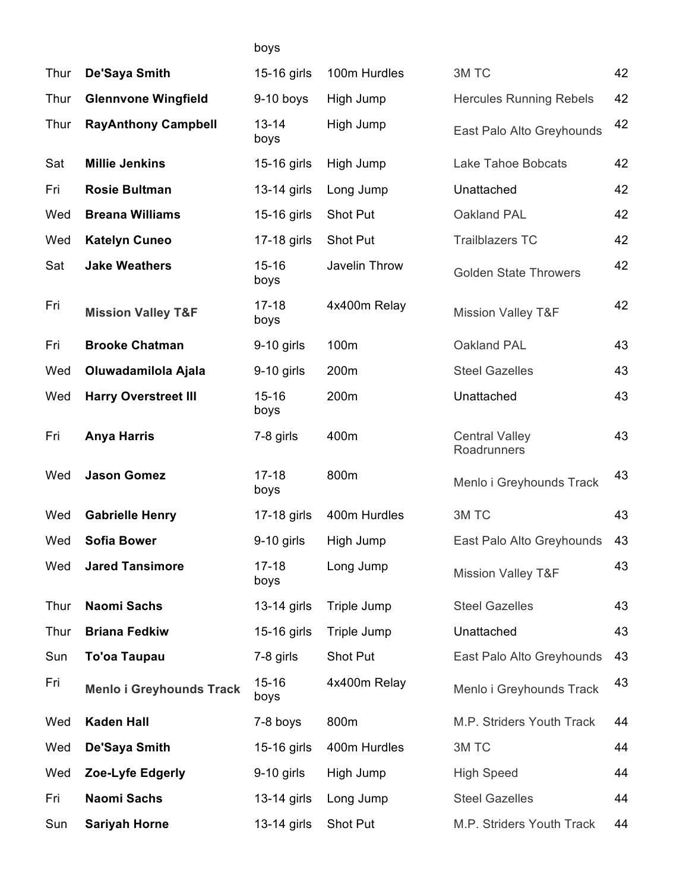| | | boys | | | |
|---|---|---|---|---|---|
| Thur | **De'Saya Smith** | 15-16 girls | 100m Hurdles | 3M TC | 42 |
| Thur | **Glennvone Wingfield** | 9-10 boys | High Jump | Hercules Running Rebels | 42 |
| Thur | **RayAnthony Campbell** | 13-14 boys | High Jump | East Palo Alto Greyhounds | 42 |
| Sat | **Millie Jenkins** | 15-16 girls | High Jump | Lake Tahoe Bobcats | 42 |
| Fri | **Rosie Bultman** | 13-14 girls | Long Jump | Unattached | 42 |
| Wed | **Breana Williams** | 15-16 girls | Shot Put | Oakland PAL | 42 |
| Wed | **Katelyn Cuneo** | 17-18 girls | Shot Put | Trailblazers TC | 42 |
| Sat | **Jake Weathers** | 15-16 boys | Javelin Throw | Golden State Throwers | 42 |
| Fri | **Mission Valley T&F** | 17-18 boys | 4x400m Relay | Mission Valley T&F | 42 |
| Fri | **Brooke Chatman** | 9-10 girls | 100m | Oakland PAL | 43 |
| Wed | **Oluwadamilola Ajala** | 9-10 girls | 200m | Steel Gazelles | 43 |
| Wed | **Harry Overstreet III** | 15-16 boys | 200m | Unattached | 43 |
| Fri | **Anya Harris** | 7-8 girls | 400m | Central Valley Roadrunners | 43 |
| Wed | **Jason Gomez** | 17-18 boys | 800m | Menlo i Greyhounds Track | 43 |
| Wed | **Gabrielle Henry** | 17-18 girls | 400m Hurdles | 3M TC | 43 |
| Wed | **Sofia Bower** | 9-10 girls | High Jump | East Palo Alto Greyhounds | 43 |
| Wed | **Jared Tansimore** | 17-18 boys | Long Jump | Mission Valley T&F | 43 |
| Thur | **Naomi Sachs** | 13-14 girls | Triple Jump | Steel Gazelles | 43 |
| Thur | **Briana Fedkiw** | 15-16 girls | Triple Jump | Unattached | 43 |
| Sun | **To'oa Taupau** | 7-8 girls | Shot Put | East Palo Alto Greyhounds | 43 |
| Fri | **Menlo i Greyhounds Track** | 15-16 boys | 4x400m Relay | Menlo i Greyhounds Track | 43 |
| Wed | **Kaden Hall** | 7-8 boys | 800m | M.P. Striders Youth Track | 44 |
| Wed | **De'Saya Smith** | 15-16 girls | 400m Hurdles | 3M TC | 44 |
| Wed | **Zoe-Lyfe Edgerly** | 9-10 girls | High Jump | High Speed | 44 |
| Fri | **Naomi Sachs** | 13-14 girls | Long Jump | Steel Gazelles | 44 |
| Sun | **Sariyah Horne** | 13-14 girls | Shot Put | M.P. Striders Youth Track | 44 |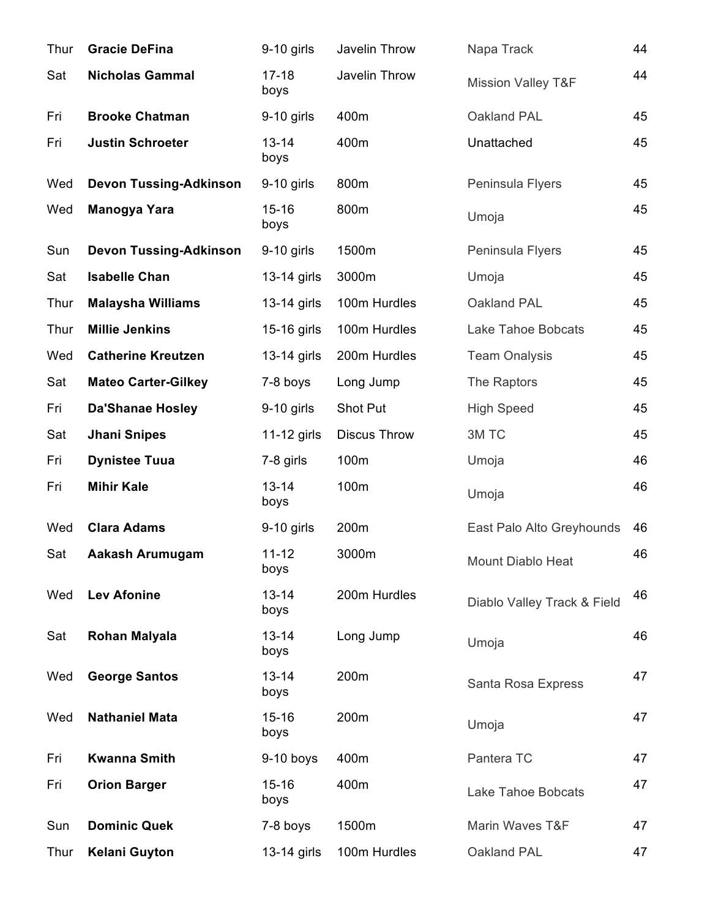| | | | | | |
|---|---|---|---|---|---|
| Thur | **Gracie DeFina** | 9-10 girls | Javelin Throw | Napa Track | 44 |
| Sat | **Nicholas Gammal** | 17-18 boys | Javelin Throw | Mission Valley T&F | 44 |
| Fri | **Brooke Chatman** | 9-10 girls | 400m | Oakland PAL | 45 |
| Fri | **Justin Schroeter** | 13-14 boys | 400m | Unattached | 45 |
| Wed | **Devon Tussing-Adkinson** | 9-10 girls | 800m | Peninsula Flyers | 45 |
| Wed | **Manogya Yara** | 15-16 boys | 800m | Umoja | 45 |
| Sun | **Devon Tussing-Adkinson** | 9-10 girls | 1500m | Peninsula Flyers | 45 |
| Sat | **Isabelle Chan** | 13-14 girls | 3000m | Umoja | 45 |
| Thur | **Malaysha Williams** | 13-14 girls | 100m Hurdles | Oakland PAL | 45 |
| Thur | **Millie Jenkins** | 15-16 girls | 100m Hurdles | Lake Tahoe Bobcats | 45 |
| Wed | **Catherine Kreutzen** | 13-14 girls | 200m Hurdles | Team Onalysis | 45 |
| Sat | **Mateo Carter-Gilkey** | 7-8 boys | Long Jump | The Raptors | 45 |
| Fri | **Da'Shanae Hosley** | 9-10 girls | Shot Put | High Speed | 45 |
| Sat | **Jhani Snipes** | 11-12 girls | Discus Throw | 3M TC | 45 |
| Fri | **Dynistee Tuua** | 7-8 girls | 100m | Umoja | 46 |
| Fri | **Mihir Kale** | 13-14 boys | 100m | Umoja | 46 |
| Wed | **Clara Adams** | 9-10 girls | 200m | East Palo Alto Greyhounds | 46 |
| Sat | **Aakash Arumugam** | 11-12 boys | 3000m | Mount Diablo Heat | 46 |
| Wed | **Lev Afonine** | 13-14 boys | 200m Hurdles | Diablo Valley Track & Field | 46 |
| Sat | **Rohan Malyala** | 13-14 boys | Long Jump | Umoja | 46 |
| Wed | **George Santos** | 13-14 boys | 200m | Santa Rosa Express | 47 |
| Wed | **Nathaniel Mata** | 15-16 boys | 200m | Umoja | 47 |
| Fri | **Kwanna Smith** | 9-10 boys | 400m | Pantera TC | 47 |
| Fri | **Orion Barger** | 15-16 boys | 400m | Lake Tahoe Bobcats | 47 |
| Sun | **Dominic Quek** | 7-8 boys | 1500m | Marin Waves T&F | 47 |
| Thur | **Kelani Guyton** | 13-14 girls | 100m Hurdles | Oakland PAL | 47 |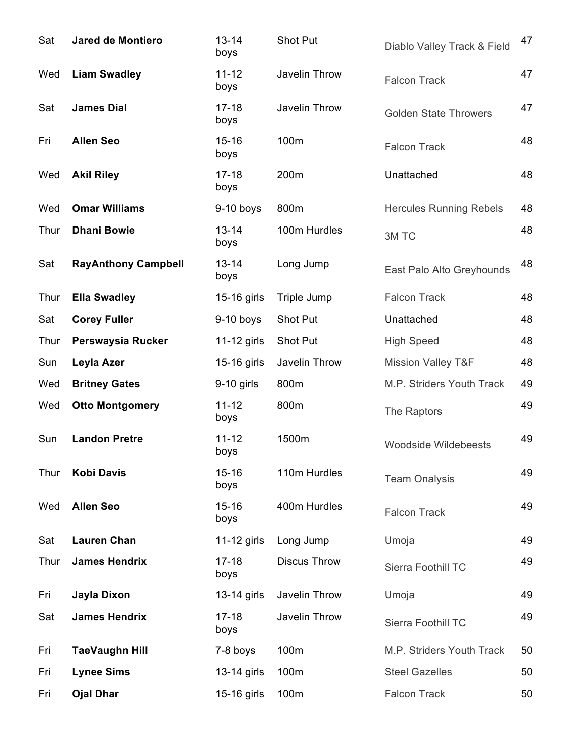| Sat | Jared de Montiero | 13-14 boys | Shot Put | Diablo Valley Track & Field | 47 |
|---|---|---|---|---|---|
| Wed | **Liam Swadley** | 11-12 boys | Javelin Throw | Falcon Track | 47 |
| Sat | **James Dial** | 17-18 boys | Javelin Throw | Golden State Throwers | 47 |
| Fri | **Allen Seo** | 15-16 boys | 100m | Falcon Track | 48 |
| Wed | **Akil Riley** | 17-18 boys | 200m | Unattached | 48 |
| Wed | **Omar Williams** | 9-10 boys | 800m | Hercules Running Rebels | 48 |
| Thur | **Dhani Bowie** | 13-14 boys | 100m Hurdles | 3M TC | 48 |
| Sat | **RayAnthony Campbell** | 13-14 boys | Long Jump | East Palo Alto Greyhounds | 48 |
| Thur | **Ella Swadley** | 15-16 girls | Triple Jump | Falcon Track | 48 |
| Sat | **Corey Fuller** | 9-10 boys | Shot Put | Unattached | 48 |
| Thur | **Perswaysia Rucker** | 11-12 girls | Shot Put | High Speed | 48 |
| Sun | **Leyla Azer** | 15-16 girls | Javelin Throw | Mission Valley T&F | 48 |
| Wed | **Britney Gates** | 9-10 girls | 800m | M.P. Striders Youth Track | 49 |
| Wed | **Otto Montgomery** | 11-12 boys | 800m | The Raptors | 49 |
| Sun | **Landon Pretre** | 11-12 boys | 1500m | Woodside Wildebeests | 49 |
| Thur | **Kobi Davis** | 15-16 boys | 110m Hurdles | Team Onalysis | 49 |
| Wed | **Allen Seo** | 15-16 boys | 400m Hurdles | Falcon Track | 49 |
| Sat | **Lauren Chan** | 11-12 girls | Long Jump | Umoja | 49 |
| Thur | **James Hendrix** | 17-18 boys | Discus Throw | Sierra Foothill TC | 49 |
| Fri | **Jayla Dixon** | 13-14 girls | Javelin Throw | Umoja | 49 |
| Sat | **James Hendrix** | 17-18 boys | Javelin Throw | Sierra Foothill TC | 49 |
| Fri | **TaeVaughn Hill** | 7-8 boys | 100m | M.P. Striders Youth Track | 50 |
| Fri | **Lynee Sims** | 13-14 girls | 100m | Steel Gazelles | 50 |
| Fri | **Ojal Dhar** | 15-16 girls | 100m | Falcon Track | 50 |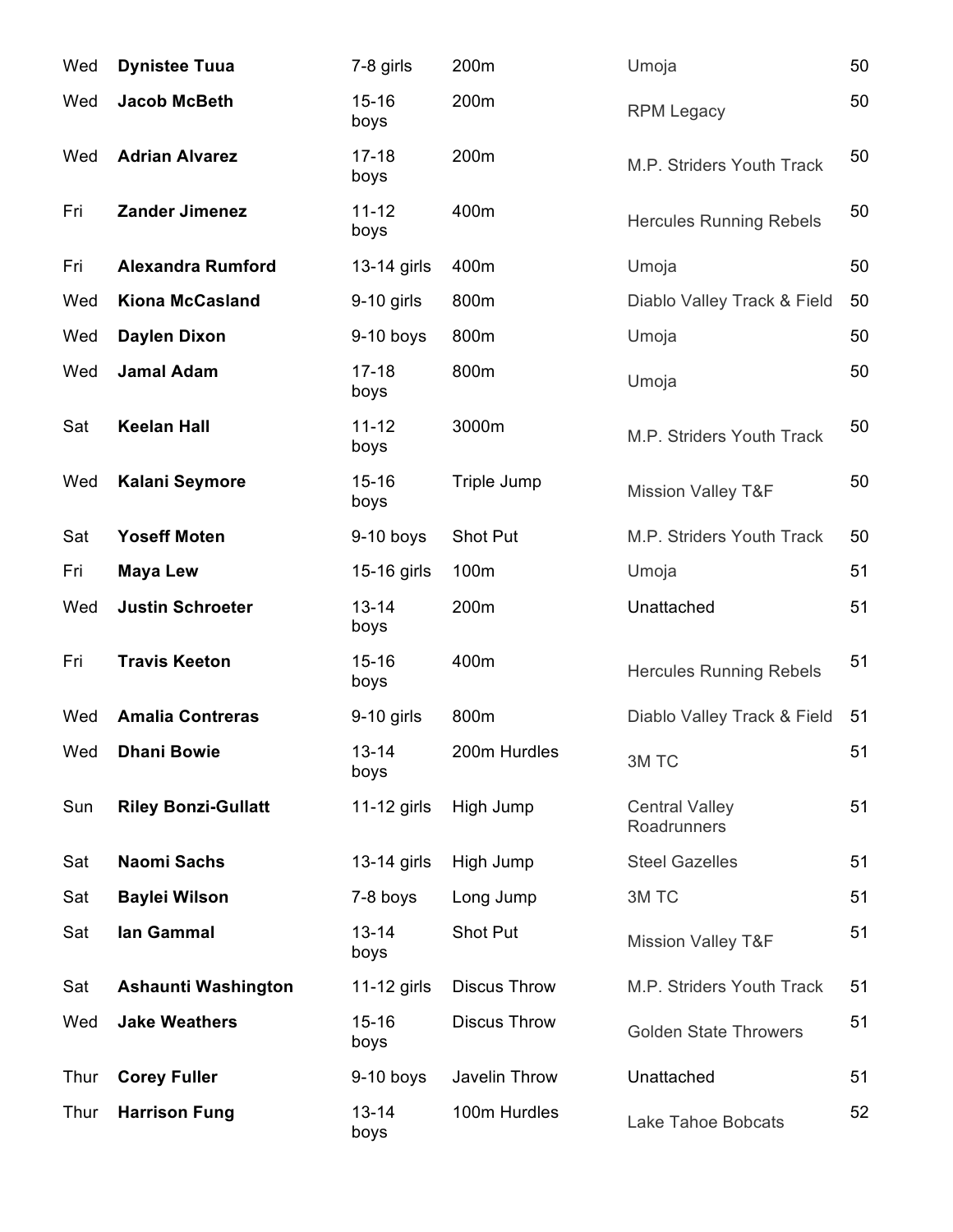| | | | | | |
|---|---|---|---|---|---|
| Wed | **Dynistee Tuua** | 7-8 girls | 200m | Umoja | 50 |
| Wed | **Jacob McBeth** | 15-16 boys | 200m | RPM Legacy | 50 |
| Wed | **Adrian Alvarez** | 17-18 boys | 200m | M.P. Striders Youth Track | 50 |
| Fri | **Zander Jimenez** | 11-12 boys | 400m | Hercules Running Rebels | 50 |
| Fri | **Alexandra Rumford** | 13-14 girls | 400m | Umoja | 50 |
| Wed | **Kiona McCasland** | 9-10 girls | 800m | Diablo Valley Track & Field | 50 |
| Wed | **Daylen Dixon** | 9-10 boys | 800m | Umoja | 50 |
| Wed | **Jamal Adam** | 17-18 boys | 800m | Umoja | 50 |
| Sat | **Keelan Hall** | 11-12 boys | 3000m | M.P. Striders Youth Track | 50 |
| Wed | **Kalani Seymore** | 15-16 boys | Triple Jump | Mission Valley T&F | 50 |
| Sat | **Yoseff Moten** | 9-10 boys | Shot Put | M.P. Striders Youth Track | 50 |
| Fri | **Maya Lew** | 15-16 girls | 100m | Umoja | 51 |
| Wed | **Justin Schroeter** | 13-14 boys | 200m | Unattached | 51 |
| Fri | **Travis Keeton** | 15-16 boys | 400m | Hercules Running Rebels | 51 |
| Wed | **Amalia Contreras** | 9-10 girls | 800m | Diablo Valley Track & Field | 51 |
| Wed | **Dhani Bowie** | 13-14 boys | 200m Hurdles | 3M TC | 51 |
| Sun | **Riley Bonzi-Gullatt** | 11-12 girls | High Jump | Central Valley Roadrunners | 51 |
| Sat | **Naomi Sachs** | 13-14 girls | High Jump | Steel Gazelles | 51 |
| Sat | **Baylei Wilson** | 7-8 boys | Long Jump | 3M TC | 51 |
| Sat | **Ian Gammal** | 13-14 boys | Shot Put | Mission Valley T&F | 51 |
| Sat | **Ashaunti Washington** | 11-12 girls | Discus Throw | M.P. Striders Youth Track | 51 |
| Wed | **Jake Weathers** | 15-16 boys | Discus Throw | Golden State Throwers | 51 |
| Thur | **Corey Fuller** | 9-10 boys | Javelin Throw | Unattached | 51 |
| Thur | **Harrison Fung** | 13-14 boys | 100m Hurdles | Lake Tahoe Bobcats | 52 |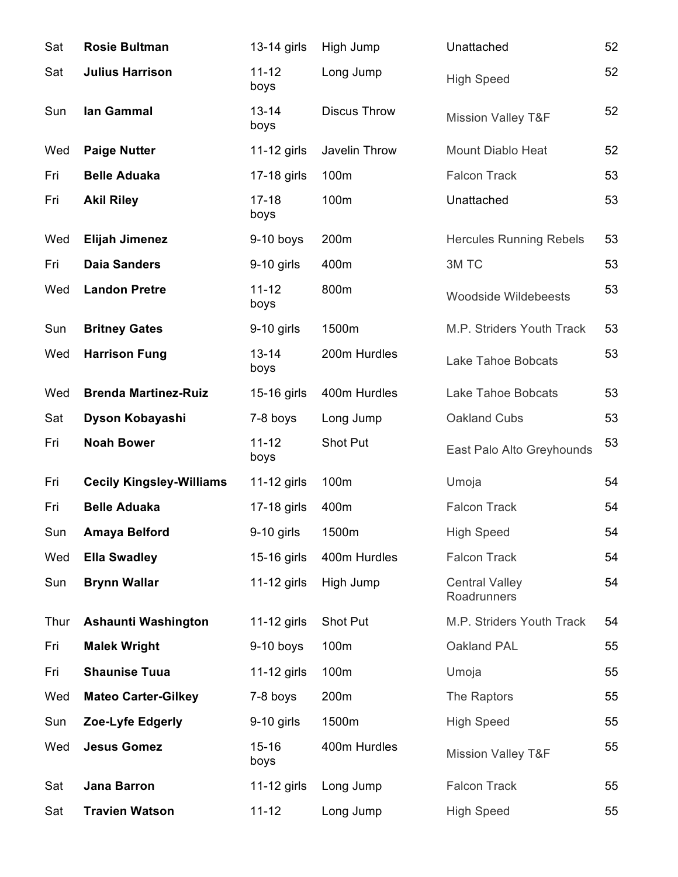| | | | | | |
|---|---|---|---|---|---|
| Sat | **Rosie Bultman** | 13-14 girls | High Jump | Unattached | 52 |
| Sat | **Julius Harrison** | 11-12 boys | Long Jump | High Speed | 52 |
| Sun | **Ian Gammal** | 13-14 boys | Discus Throw | Mission Valley T&F | 52 |
| Wed | **Paige Nutter** | 11-12 girls | Javelin Throw | Mount Diablo Heat | 52 |
| Fri | **Belle Aduaka** | 17-18 girls | 100m | Falcon Track | 53 |
| Fri | **Akil Riley** | 17-18 boys | 100m | Unattached | 53 |
| Wed | **Elijah Jimenez** | 9-10 boys | 200m | Hercules Running Rebels | 53 |
| Fri | **Daia Sanders** | 9-10 girls | 400m | 3M TC | 53 |
| Wed | **Landon Pretre** | 11-12 boys | 800m | Woodside Wildebeests | 53 |
| Sun | **Britney Gates** | 9-10 girls | 1500m | M.P. Striders Youth Track | 53 |
| Wed | **Harrison Fung** | 13-14 boys | 200m Hurdles | Lake Tahoe Bobcats | 53 |
| Wed | **Brenda Martinez-Ruiz** | 15-16 girls | 400m Hurdles | Lake Tahoe Bobcats | 53 |
| Sat | **Dyson Kobayashi** | 7-8 boys | Long Jump | Oakland Cubs | 53 |
| Fri | **Noah Bower** | 11-12 boys | Shot Put | East Palo Alto Greyhounds | 53 |
| Fri | **Cecily Kingsley-Williams** | 11-12 girls | 100m | Umoja | 54 |
| Fri | **Belle Aduaka** | 17-18 girls | 400m | Falcon Track | 54 |
| Sun | **Amaya Belford** | 9-10 girls | 1500m | High Speed | 54 |
| Wed | **Ella Swadley** | 15-16 girls | 400m Hurdles | Falcon Track | 54 |
| Sun | **Brynn Wallar** | 11-12 girls | High Jump | Central Valley Roadrunners | 54 |
| Thur | **Ashaunti Washington** | 11-12 girls | Shot Put | M.P. Striders Youth Track | 54 |
| Fri | **Malek Wright** | 9-10 boys | 100m | Oakland PAL | 55 |
| Fri | **Shaunise Tuua** | 11-12 girls | 100m | Umoja | 55 |
| Wed | **Mateo Carter-Gilkey** | 7-8 boys | 200m | The Raptors | 55 |
| Sun | **Zoe-Lyfe Edgerly** | 9-10 girls | 1500m | High Speed | 55 |
| Wed | **Jesus Gomez** | 15-16 boys | 400m Hurdles | Mission Valley T&F | 55 |
| Sat | **Jana Barron** | 11-12 girls | Long Jump | Falcon Track | 55 |
| Sat | **Travien Watson** | 11-12 | Long Jump | High Speed | 55 |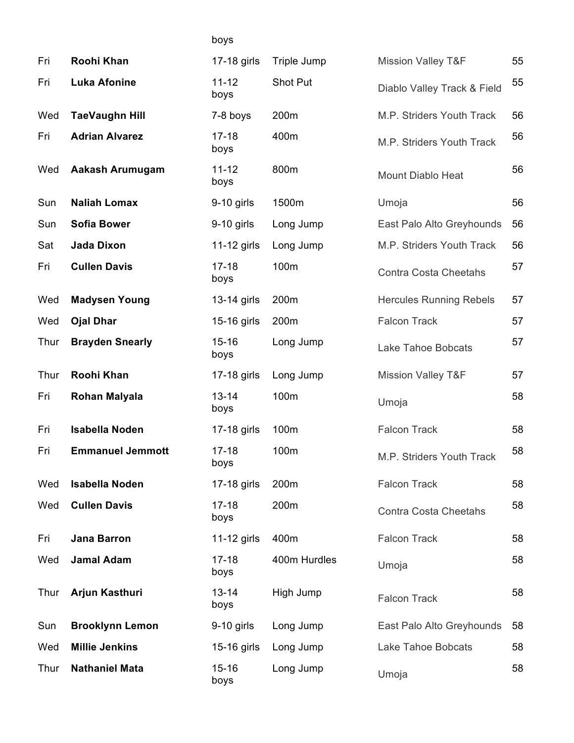| | | boys | | | |
|---|---|---|---|---|---|
| Fri | **Roohi Khan** | 17-18 girls | Triple Jump | Mission Valley T&F | 55 |
| Fri | **Luka Afonine** | 11-12 boys | Shot Put | Diablo Valley Track & Field | 55 |
| Wed | **TaeVaughn Hill** | 7-8 boys | 200m | M.P. Striders Youth Track | 56 |
| Fri | **Adrian Alvarez** | 17-18 boys | 400m | M.P. Striders Youth Track | 56 |
| Wed | **Aakash Arumugam** | 11-12 boys | 800m | Mount Diablo Heat | 56 |
| Sun | **Naliah Lomax** | 9-10 girls | 1500m | Umoja | 56 |
| Sun | **Sofia Bower** | 9-10 girls | Long Jump | East Palo Alto Greyhounds | 56 |
| Sat | **Jada Dixon** | 11-12 girls | Long Jump | M.P. Striders Youth Track | 56 |
| Fri | **Cullen Davis** | 17-18 boys | 100m | Contra Costa Cheetahs | 57 |
| Wed | **Madysen Young** | 13-14 girls | 200m | Hercules Running Rebels | 57 |
| Wed | **Ojal Dhar** | 15-16 girls | 200m | Falcon Track | 57 |
| Thur | **Brayden Snearly** | 15-16 boys | Long Jump | Lake Tahoe Bobcats | 57 |
| Thur | **Roohi Khan** | 17-18 girls | Long Jump | Mission Valley T&F | 57 |
| Fri | **Rohan Malyala** | 13-14 boys | 100m | Umoja | 58 |
| Fri | **Isabella Noden** | 17-18 girls | 100m | Falcon Track | 58 |
| Fri | **Emmanuel Jemmott** | 17-18 boys | 100m | M.P. Striders Youth Track | 58 |
| Wed | **Isabella Noden** | 17-18 girls | 200m | Falcon Track | 58 |
| Wed | **Cullen Davis** | 17-18 boys | 200m | Contra Costa Cheetahs | 58 |
| Fri | **Jana Barron** | 11-12 girls | 400m | Falcon Track | 58 |
| Wed | **Jamal Adam** | 17-18 boys | 400m Hurdles | Umoja | 58 |
| Thur | **Arjun Kasthuri** | 13-14 boys | High Jump | Falcon Track | 58 |
| Sun | **Brooklynn Lemon** | 9-10 girls | Long Jump | East Palo Alto Greyhounds | 58 |
| Wed | **Millie Jenkins** | 15-16 girls | Long Jump | Lake Tahoe Bobcats | 58 |
| Thur | **Nathaniel Mata** | 15-16 boys | Long Jump | Umoja | 58 |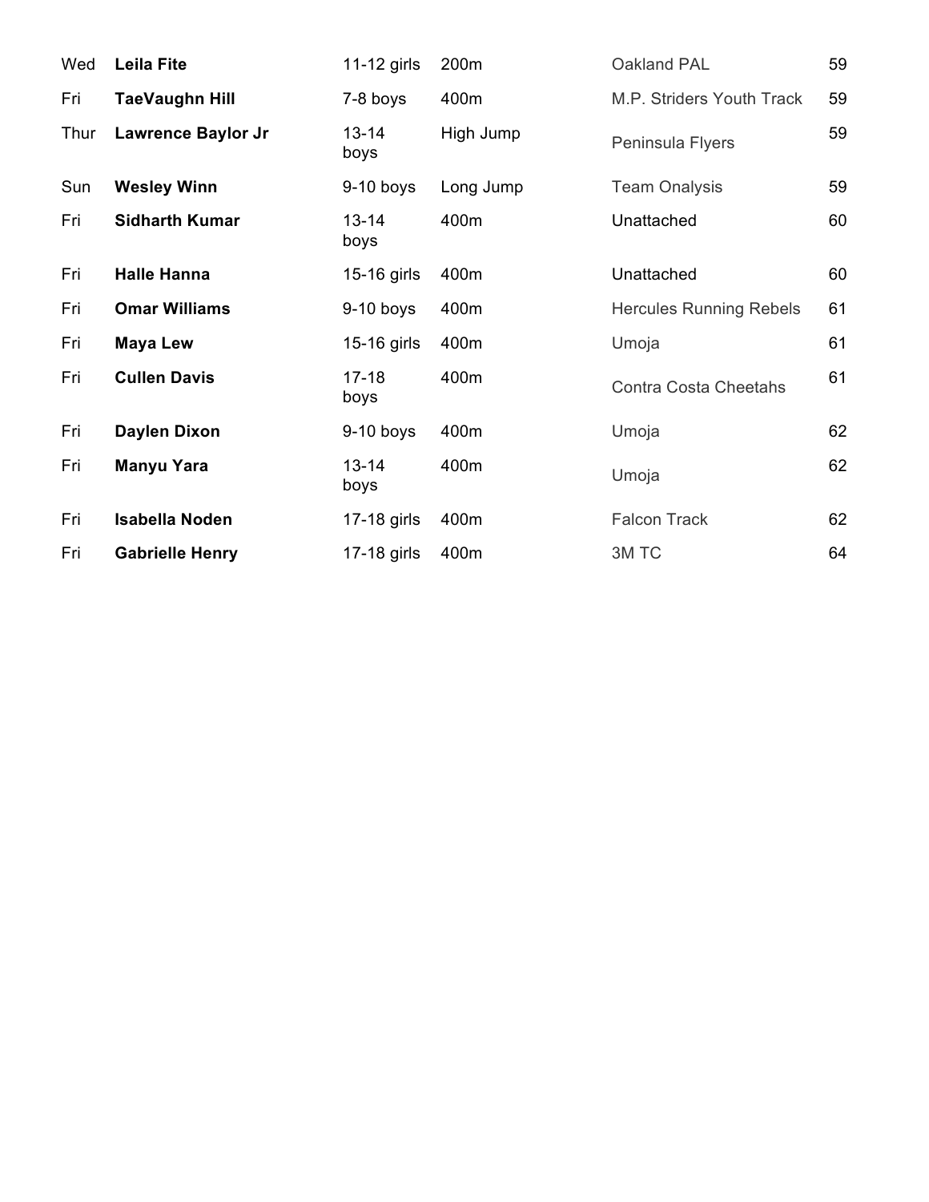| | | | | | |
|---|---|---|---|---|---|
| Wed | **Leila Fite** | 11-12 girls | 200m | Oakland PAL | 59 |
| Fri | **TaeVaughn Hill** | 7-8 boys | 400m | M.P. Striders Youth Track | 59 |
| Thur | **Lawrence Baylor Jr** | 13-14 boys | High Jump | Peninsula Flyers | 59 |
| Sun | **Wesley Winn** | 9-10 boys | Long Jump | Team Onalysis | 59 |
| Fri | **Sidharth Kumar** | 13-14 boys | 400m | Unattached | 60 |
| Fri | **Halle Hanna** | 15-16 girls | 400m | Unattached | 60 |
| Fri | **Omar Williams** | 9-10 boys | 400m | Hercules Running Rebels | 61 |
| Fri | **Maya Lew** | 15-16 girls | 400m | Umoja | 61 |
| Fri | **Cullen Davis** | 17-18 boys | 400m | Contra Costa Cheetahs | 61 |
| Fri | **Daylen Dixon** | 9-10 boys | 400m | Umoja | 62 |
| Fri | **Manyu Yara** | 13-14 boys | 400m | Umoja | 62 |
| Fri | **Isabella Noden** | 17-18 girls | 400m | Falcon Track | 62 |
| Fri | **Gabrielle Henry** | 17-18 girls | 400m | 3M TC | 64 |